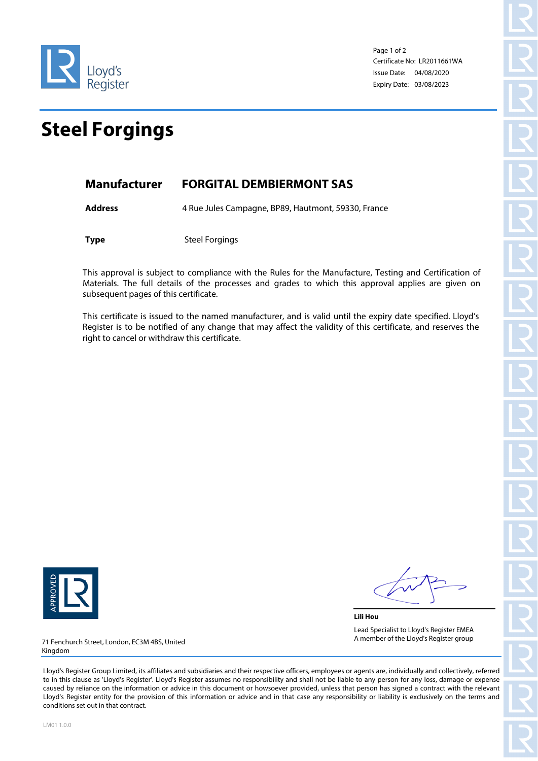Lloyd's Register

Certificate No: LR2011661WA
Issue Date: 04/08/2020
Expiry Date: 03/08/2023

# Steel Forgings

## Manufacturer FORGITAL DEMBIERMONT SAS

**Address** 4 Rue Jules Campagne, BP89, Hautmont, 59330, France

**Type** Steel Forgings

This approval is subject to compliance with the Rules for the Manufacture, Testing and Certification of Materials. The full details of the processes and grades to which this approval applies are given on subsequent pages of this certificate.

This certificate is issued to the named manufacturer, and is valid until the expiry date specified. Lloyd's Register is to be notified of any change that may affect the validity of this certificate, and reserves the right to cancel or withdraw this certificate.

APPROVED LR

**Lili Hou**

Lead Specialist to Lloyd's Register EMEA
A member of the Lloyd's Register group

71 Fenchurch Street, London, EC3M 4BS, United Kingdom

Lloyd's Register Group Limited, its affiliates and subsidiaries and their respective officers, employees or agents are, individually and collectively, referred to in this clause as 'Lloyd's Register'. Lloyd's Register assumes no responsibility and shall not be liable to any person for any loss, damage or expense caused by reliance on the information or advice in this document or howsoever provided, unless that person has signed a contract with the relevant Lloyd's Register entity for the provision of this information or advice and in that case any responsibility or liability is exclusively on the terms and conditions set out in that contract.

LM01 1.0.0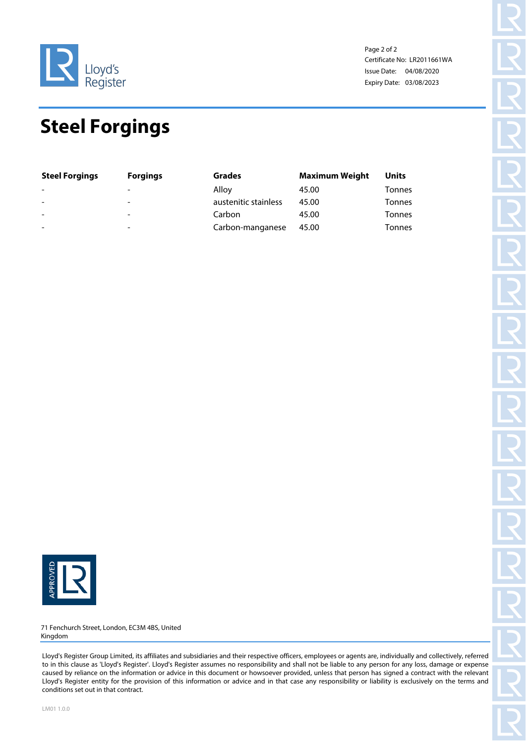Certificate No: LR2011661WA
Issue Date: 04/08/2020
Expiry Date: 03/08/2023

# Steel Forgings

| Steel Forgings | Forgings | Grades | Maximum Weight | Units |
|---|---|---|---|---|
| - | - | Alloy | 45.00 | Tonnes |
| - | - | austenitic stainless | 45.00 | Tonnes |
| - | - | Carbon | 45.00 | Tonnes |
| - | - | Carbon-manganese | 45.00 | Tonnes |

71 Fenchurch Street, London, EC3M 4BS, United Kingdom

Lloyd's Register Group Limited, its affiliates and subsidiaries and their respective officers, employees or agents are, individually and collectively, referred to in this clause as 'Lloyd's Register'. Lloyd's Register assumes no responsibility and shall not be liable to any person for any loss, damage or expense caused by reliance on the information or advice in this document or howsoever provided, unless that person has signed a contract with the relevant Lloyd's Register entity for the provision of this information or advice and in that case any responsibility or liability is exclusively on the terms and conditions set out in that contract.

LM01 1.0.0